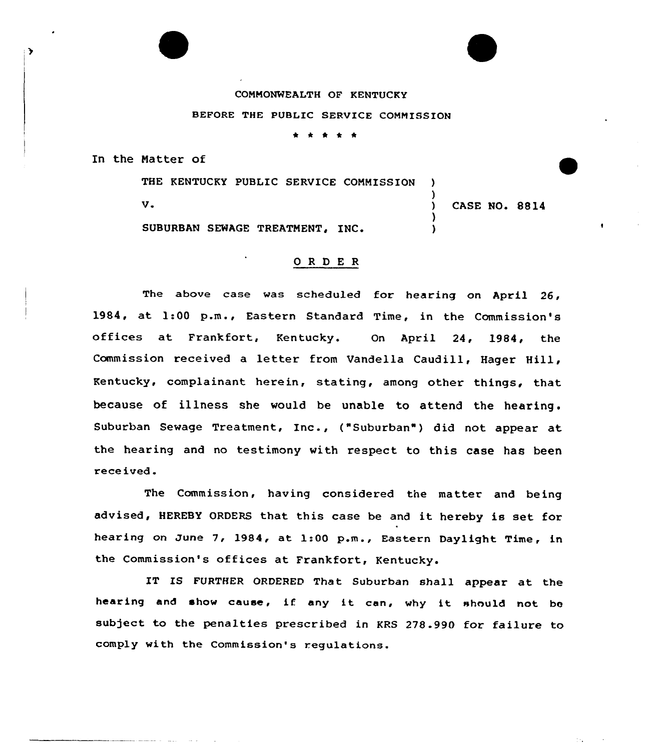COMMONWEALTH OF KENTUCKY

BEFORE THE PUBLIC SERVICE COMMISSION

\* \* \* \* \*

In the Matter of

THE KENTUCKY PUBLIC SERVICE COMMISSION )
)
V. ) CASE NO. 8814
)
SUBURBAN SEWAGE TREATMENT, INC. )

## ORDER

The above case was scheduled for hearing on April 26, 1984, at 1:00 p.m., Eastern Standard Time, in the Commission's offices at Frankfort, Kentucky. On April 24, 1984, the Commission received a letter from Vandella Caudill, Hager Hill, Kentucky, complainant herein, stating, among other things, that because of illness she would be unable to attend the hearing. Suburban Sewage Treatment, Inc., ("Suburban") did not appear at the hearing and no testimony with respect to this case has been received.

The Commission, having considered the matter and being advised, HEREBY ORDERS that this case be and it hereby is set for hearing on June 7, 1984, at 1:00 p.m., Eastern Daylight Time, in the Commission's offices at Frankfort, Kentucky.

IT IS FURTHER ORDERED That Suburban shall appear at the hearing and show cause, if any it can, why it should not be subject to the penalties prescribed in KRS 278.990 for failure to comply with the Commission's regulations.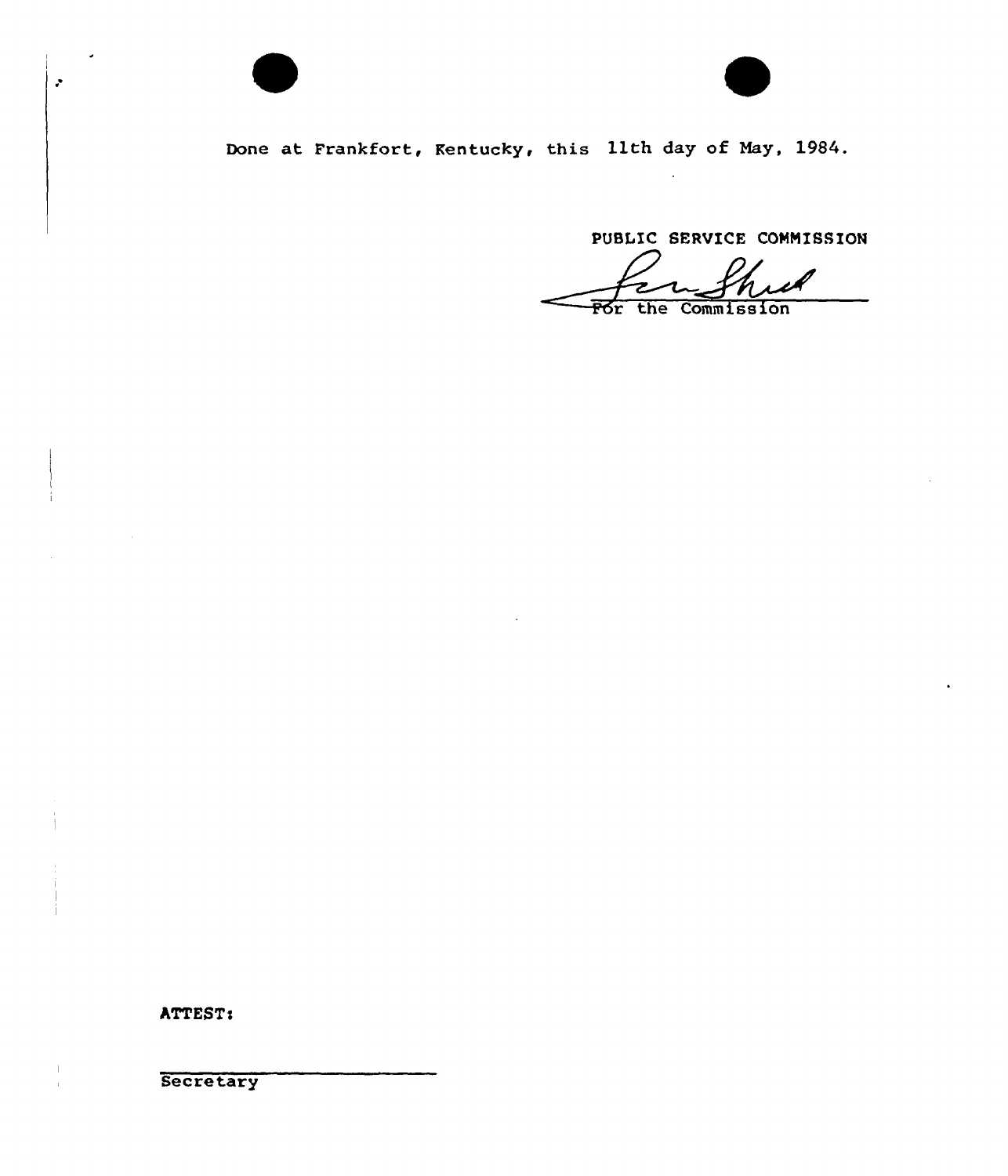Done at Frankfort, Kentucky, this 11th day of May, 1984.

PUBLIC SERVICE COMMISSION

For the Commission

ATTEST:

Secretary